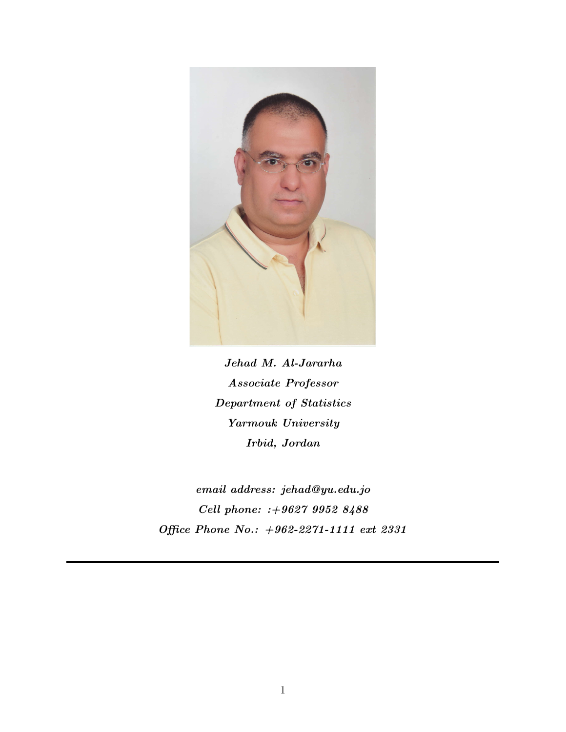*Jehad M. Al-Jararha*

*Associate Professor*

*Department of Statistics*

*Yarmouk University*

*Irbid, Jordan*

*email address: jehad@yu.edu.jo*

*Cell phone: :+9627 9952 8488*

*Office Phone No.: +962-2271-1111 ext 2331*

---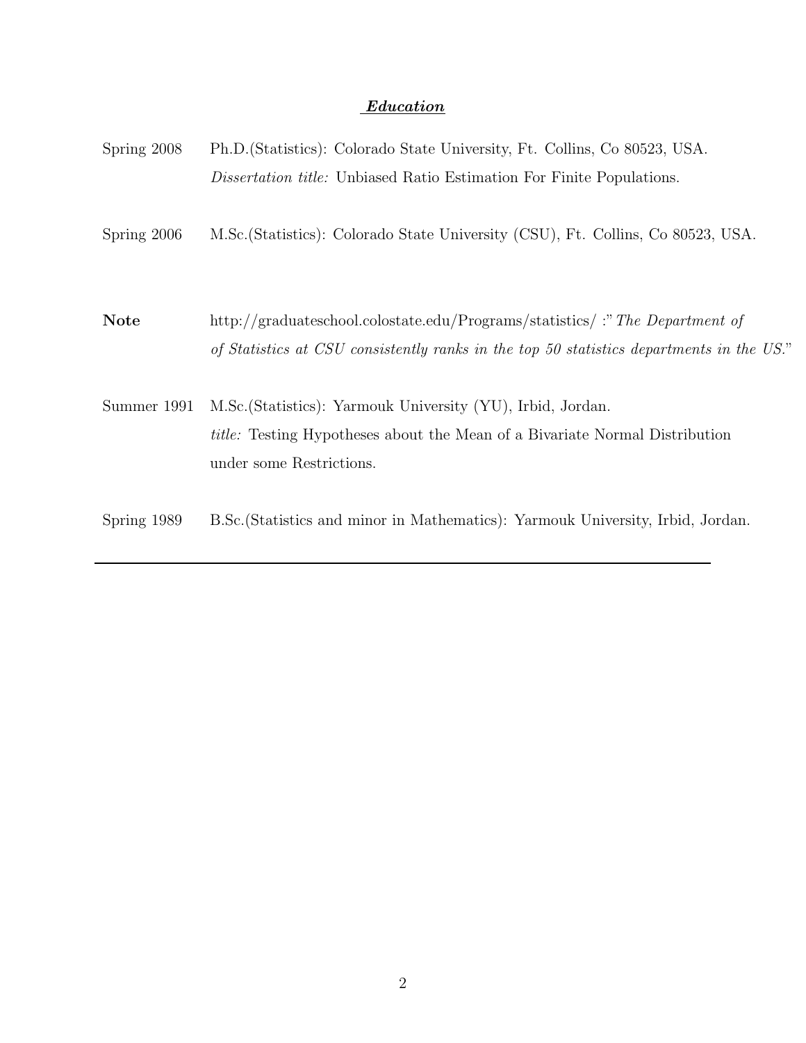## ***Education***

Spring 2008 Ph.D.(Statistics): Colorado State University, Ft. Collins, Co 80523, USA.
*Dissertation title:* Unbiased Ratio Estimation For Finite Populations.

Spring 2006 M.Sc.(Statistics): Colorado State University (CSU), Ft. Collins, Co 80523, USA.

**Note** http://graduateschool.colostate.edu/Programs/statistics/ :"*The Department of of Statistics at CSU consistently ranks in the top 50 statistics departments in the US.*"

Summer 1991 M.Sc.(Statistics): Yarmouk University (YU), Irbid, Jordan.
*title:* Testing Hypotheses about the Mean of a Bivariate Normal Distribution under some Restrictions.

Spring 1989 B.Sc.(Statistics and minor in Mathematics): Yarmouk University, Irbid, Jordan.

---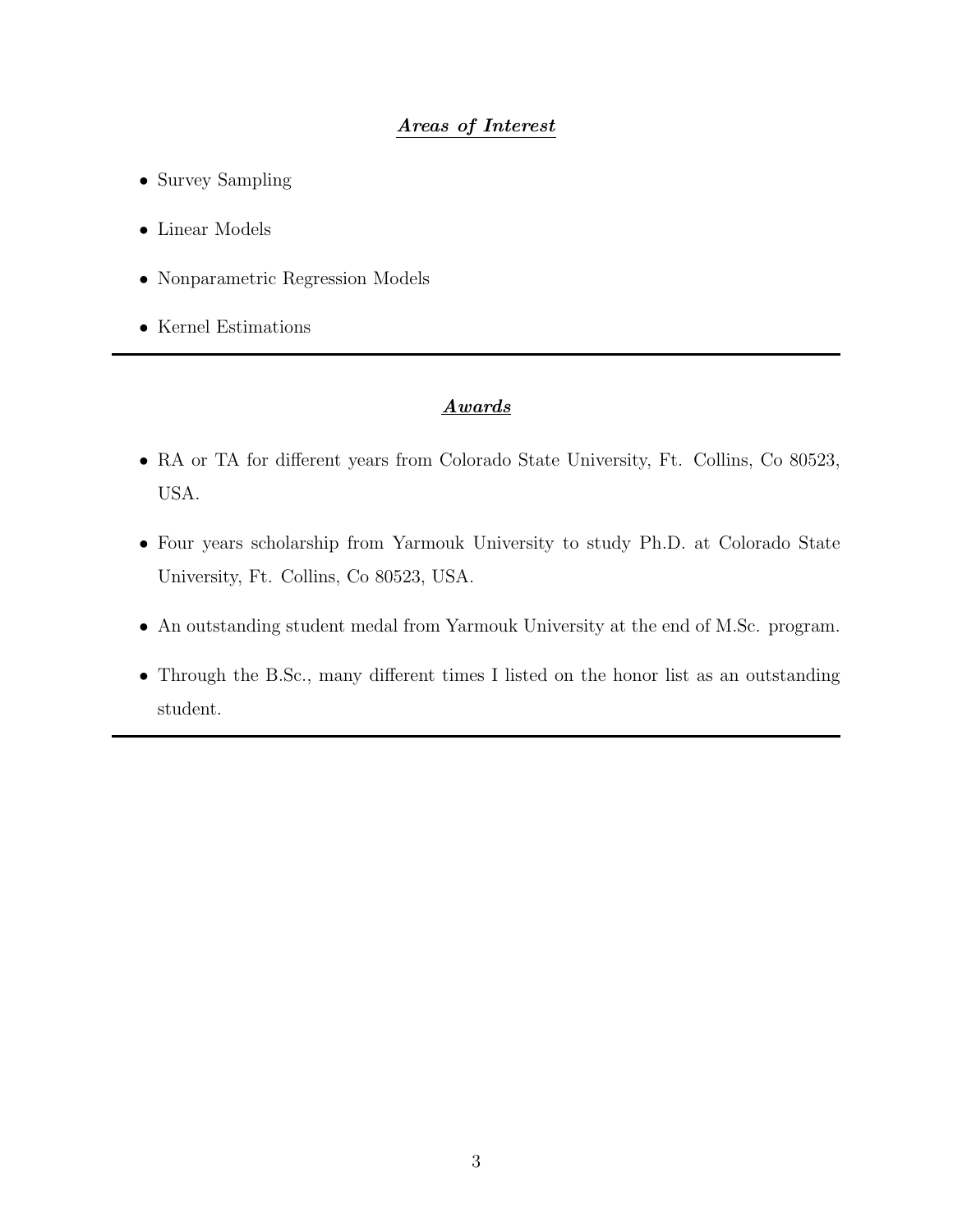## ***Areas of Interest***

- Survey Sampling
- Linear Models
- Nonparametric Regression Models
- Kernel Estimations

---

## ***Awards***

- RA or TA for different years from Colorado State University, Ft. Collins, Co 80523, USA.
- Four years scholarship from Yarmouk University to study Ph.D. at Colorado State University, Ft. Collins, Co 80523, USA.
- An outstanding student medal from Yarmouk University at the end of M.Sc. program.
- Through the B.Sc., many different times I listed on the honor list as an outstanding student.

---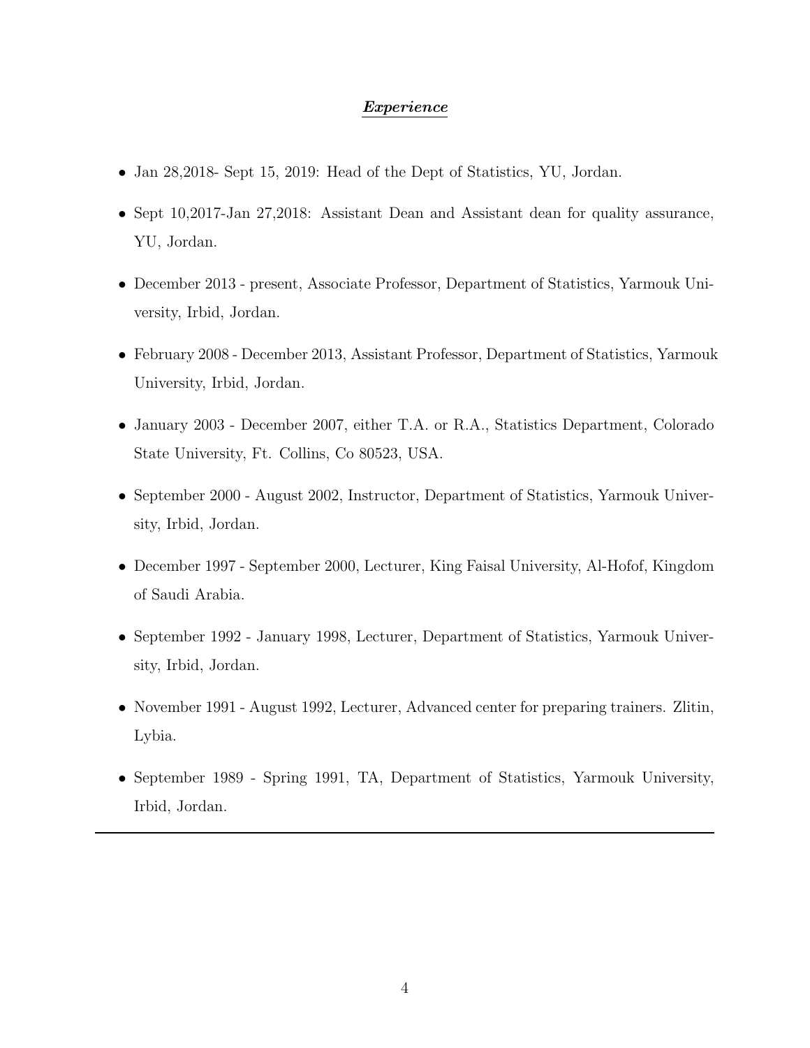## ***Experience***

- Jan 28,2018- Sept 15, 2019: Head of the Dept of Statistics, YU, Jordan.
- Sept 10,2017-Jan 27,2018: Assistant Dean and Assistant dean for quality assurance, YU, Jordan.
- December 2013 - present, Associate Professor, Department of Statistics, Yarmouk University, Irbid, Jordan.
- February 2008 - December 2013, Assistant Professor, Department of Statistics, Yarmouk University, Irbid, Jordan.
- January 2003 - December 2007, either T.A. or R.A., Statistics Department, Colorado State University, Ft. Collins, Co 80523, USA.
- September 2000 - August 2002, Instructor, Department of Statistics, Yarmouk University, Irbid, Jordan.
- December 1997 - September 2000, Lecturer, King Faisal University, Al-Hofof, Kingdom of Saudi Arabia.
- September 1992 - January 1998, Lecturer, Department of Statistics, Yarmouk University, Irbid, Jordan.
- November 1991 - August 1992, Lecturer, Advanced center for preparing trainers. Zlitin, Lybia.
- September 1989 - Spring 1991, TA, Department of Statistics, Yarmouk University, Irbid, Jordan.

---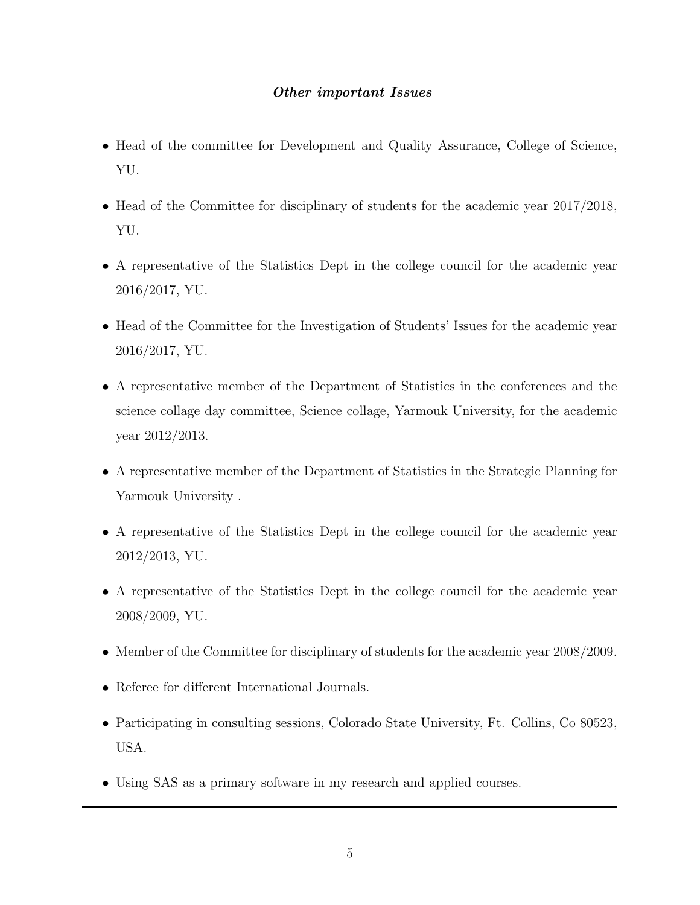## ***Other important Issues***

- Head of the committee for Development and Quality Assurance, College of Science, YU.
- Head of the Committee for disciplinary of students for the academic year 2017/2018, YU.
- A representative of the Statistics Dept in the college council for the academic year 2016/2017, YU.
- Head of the Committee for the Investigation of Students' Issues for the academic year 2016/2017, YU.
- A representative member of the Department of Statistics in the conferences and the science collage day committee, Science collage, Yarmouk University, for the academic year 2012/2013.
- A representative member of the Department of Statistics in the Strategic Planning for Yarmouk University .
- A representative of the Statistics Dept in the college council for the academic year 2012/2013, YU.
- A representative of the Statistics Dept in the college council for the academic year 2008/2009, YU.
- Member of the Committee for disciplinary of students for the academic year 2008/2009.
- Referee for different International Journals.
- Participating in consulting sessions, Colorado State University, Ft. Collins, Co 80523, USA.
- Using SAS as a primary software in my research and applied courses.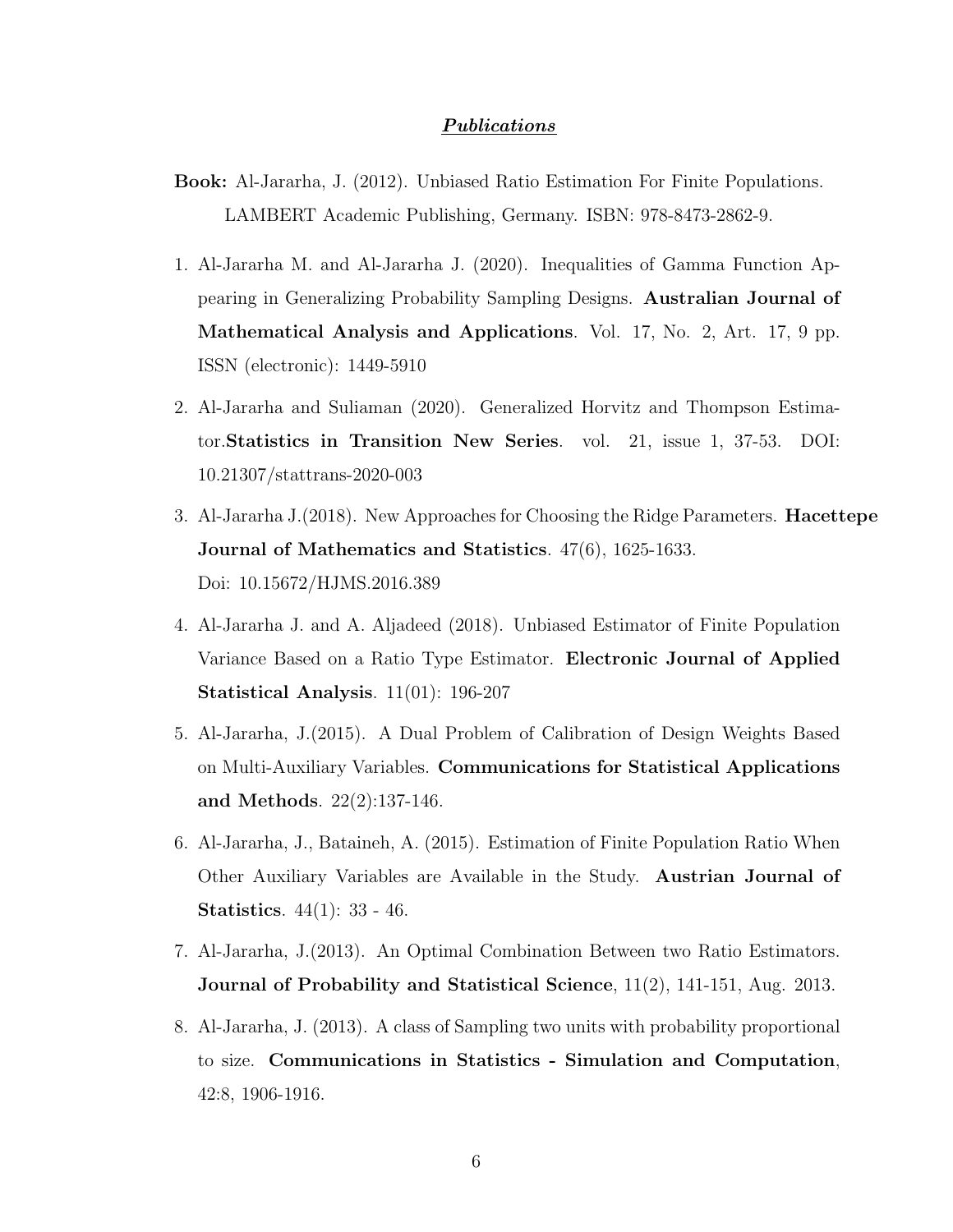## ***Publications***

**Book:** Al-Jerarha, J. (2012). Unbiased Ratio Estimation For Finite Populations. LAMBERT Academic Publishing, Germany. ISBN: 978-8473-2862-9.

1. Al-Jararha M. and Al-Jararha J. (2020). Inequalities of Gamma Function Appearing in Generalizing Probability Sampling Designs. **Australian Journal of Mathematical Analysis and Applications**. Vol. 17, No. 2, Art. 17, 9 pp. ISSN (electronic): 1449-5910
2. Al-Jararha and Suliaman (2020). Generalized Horvitz and Thompson Estimator.**Statistics in Transition New Series**. vol. 21, issue 1, 37-53. DOI: 10.21307/stattrans-2020-003
3. Al-Jararha J.(2018). New Approaches for Choosing the Ridge Parameters. **Hacettepe Journal of Mathematics and Statistics**. 47(6), 1625-1633. Doi: 10.15672/HJMS.2016.389
4. Al-Jararha J. and A. Aljadeed (2018). Unbiased Estimator of Finite Population Variance Based on a Ratio Type Estimator. **Electronic Journal of Applied Statistical Analysis**. 11(01): 196-207
5. Al-Jararha, J.(2015). A Dual Problem of Calibration of Design Weights Based on Multi-Auxiliary Variables. **Communications for Statistical Applications and Methods**. 22(2):137-146.
6. Al-Jararha, J., Bataineh, A. (2015). Estimation of Finite Population Ratio When Other Auxiliary Variables are Available in the Study. **Austrian Journal of Statistics**. 44(1): 33 - 46.
7. Al-Jararha, J.(2013). An Optimal Combination Between two Ratio Estimators. **Journal of Probability and Statistical Science**, 11(2), 141-151, Aug. 2013.
8. Al-Jararha, J. (2013). A class of Sampling two units with probability proportional to size. **Communications in Statistics - Simulation and Computation**, 42:8, 1906-1916.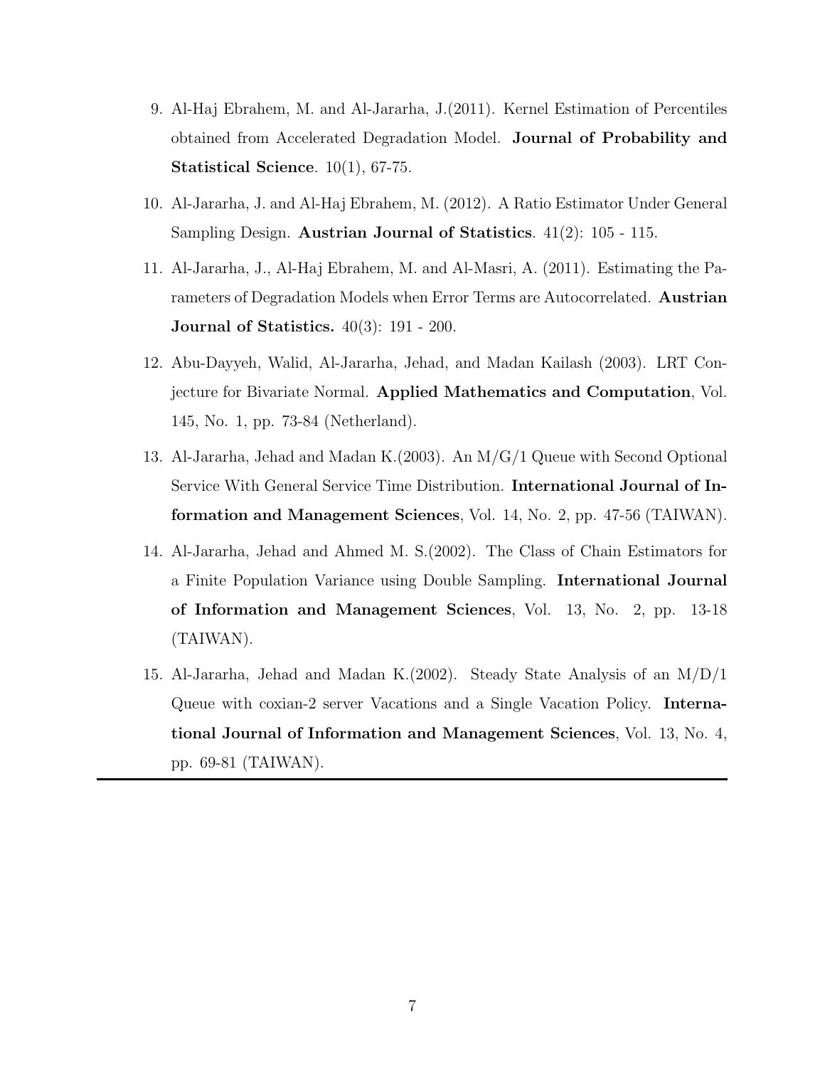9. Al-Haj Ebrahem, M. and Al-Jararha, J.(2011). Kernel Estimation of Percentiles obtained from Accelerated Degradation Model. **Journal of Probability and Statistical Science**. 10(1), 67-75.

10. Al-Jararha, J. and Al-Haj Ebrahem, M. (2012). A Ratio Estimator Under General Sampling Design. **Austrian Journal of Statistics**. 41(2): 105 - 115.

11. Al-Jararha, J., Al-Haj Ebrahem, M. and Al-Masri, A. (2011). Estimating the Parameters of Degradation Models when Error Terms are Autocorrelated. **Austrian Journal of Statistics.** 40(3): 191 - 200.

12. Abu-Dayyeh, Walid, Al-Jararha, Jehad, and Madan Kailash (2003). LRT Conjecture for Bivariate Normal. **Applied Mathematics and Computation**, Vol. 145, No. 1, pp. 73-84 (Netherland).

13. Al-Jararha, Jehad and Madan K.(2003). An M/G/1 Queue with Second Optional Service With General Service Time Distribution. **International Journal of Information and Management Sciences**, Vol. 14, No. 2, pp. 47-56 (TAIWAN).

14. Al-Jararha, Jehad and Ahmed M. S.(2002). The Class of Chain Estimators for a Finite Population Variance using Double Sampling. **International Journal of Information and Management Sciences**, Vol. 13, No. 2, pp. 13-18 (TAIWAN).

15. Al-Jararha, Jehad and Madan K.(2002). Steady State Analysis of an M/D/1 Queue with coxian-2 server Vacations and a Single Vacation Policy. **International Journal of Information and Management Sciences**, Vol. 13, No. 4, pp. 69-81 (TAIWAN).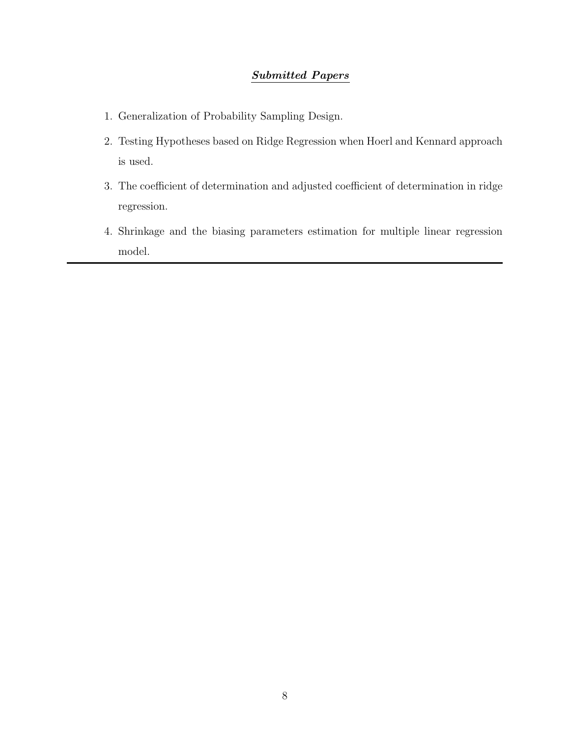## ***Submitted Papers***

1. Generalization of Probability Sampling Design.
2. Testing Hypotheses based on Ridge Regression when Hoerl and Kennard approach is used.
3. The coefficient of determination and adjusted coefficient of determination in ridge regression.
4. Shrinkage and the biasing parameters estimation for multiple linear regression model.

---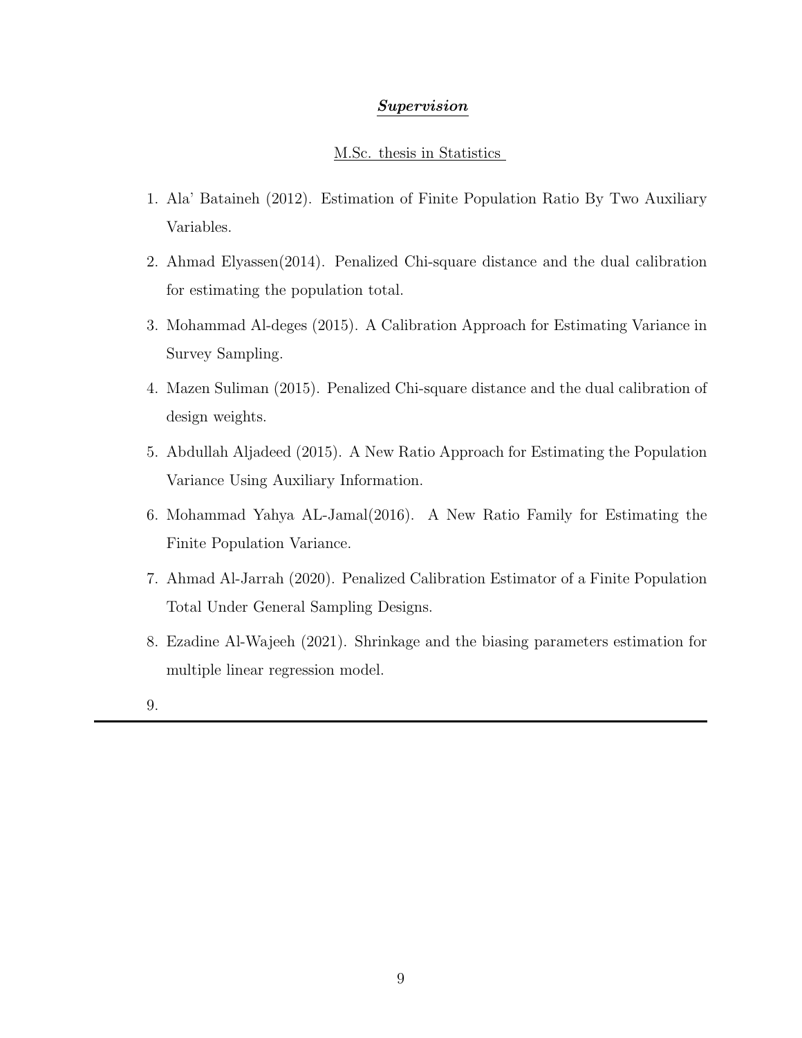## ***Supervision***

M.Sc. thesis in Statistics

1. Ala' Bataineh (2012). Estimation of Finite Population Ratio By Two Auxiliary Variables.
2. Ahmad Elyassen(2014). Penalized Chi-square distance and the dual calibration for estimating the population total.
3. Mohammad Al-deges (2015). A Calibration Approach for Estimating Variance in Survey Sampling.
4. Mazen Suliman (2015). Penalized Chi-square distance and the dual calibration of design weights.
5. Abdullah Aljadeed (2015). A New Ratio Approach for Estimating the Population Variance Using Auxiliary Information.
6. Mohammad Yahya AL-Jamal(2016). A New Ratio Family for Estimating the Finite Population Variance.
7. Ahmad Al-Jarrah (2020). Penalized Calibration Estimator of a Finite Population Total Under General Sampling Designs.
8. Ezadine Al-Wajeeh (2021). Shrinkage and the biasing parameters estimation for multiple linear regression model.
9.

---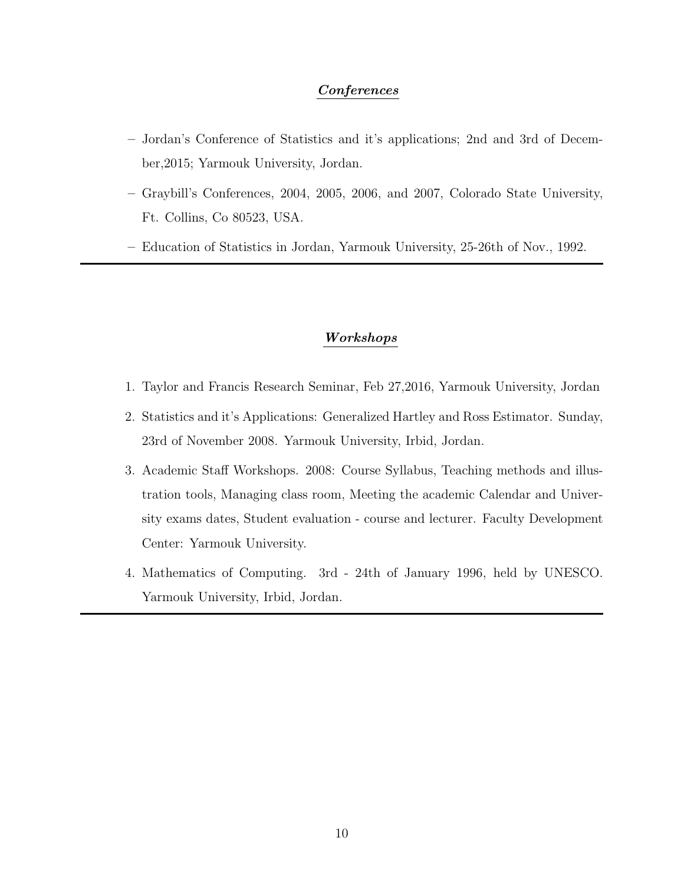## ***Conferences***

- Jordan's Conference of Statistics and it's applications; 2nd and 3rd of December,2015; Yarmouk University, Jordan.
- Graybill's Conferences, 2004, 2005, 2006, and 2007, Colorado State University, Ft. Collins, Co 80523, USA.
- Education of Statistics in Jordan, Yarmouk University, 25-26th of Nov., 1992.

---

## ***Workshops***

1. Taylor and Francis Research Seminar, Feb 27,2016, Yarmouk University, Jordan
2. Statistics and it's Applications: Generalized Hartley and Ross Estimator. Sunday, 23rd of November 2008. Yarmouk University, Irbid, Jordan.
3. Academic Staff Workshops. 2008: Course Syllabus, Teaching methods and illustration tools, Managing class room, Meeting the academic Calendar and University exams dates, Student evaluation - course and lecturer. Faculty Development Center: Yarmouk University.
4. Mathematics of Computing. 3rd - 24th of January 1996, held by UNESCO. Yarmouk University, Irbid, Jordan.

---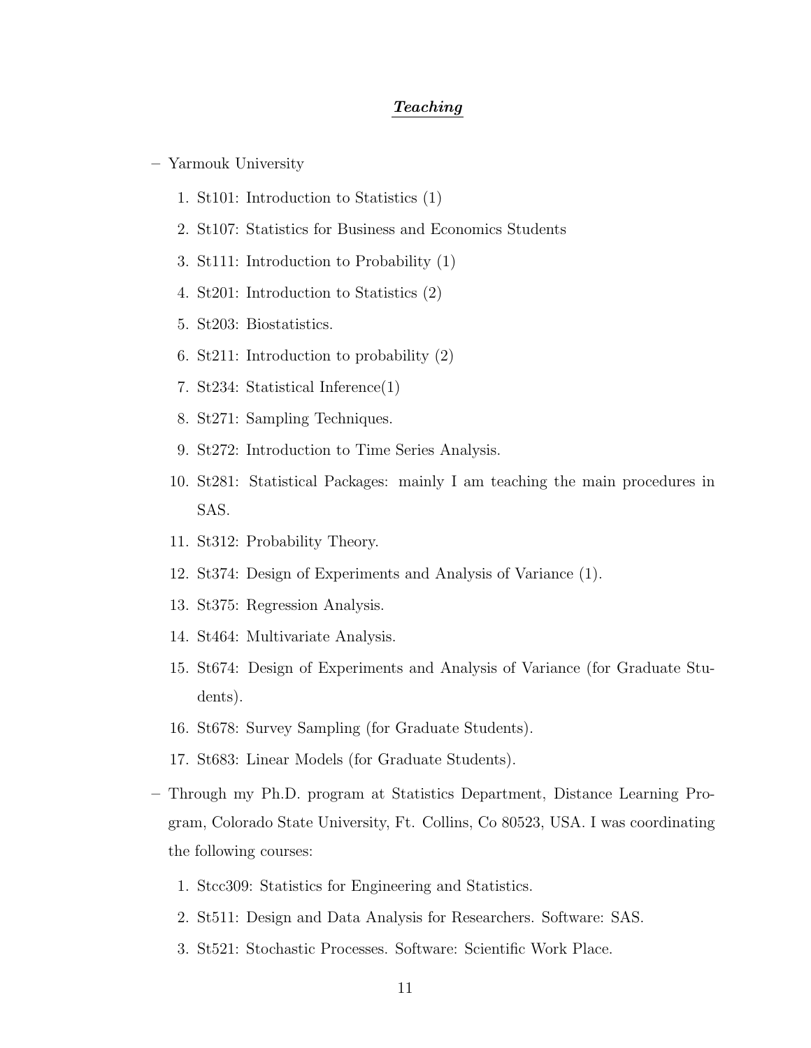## ***Teaching***

- Yarmouk University

  1. St101: Introduction to Statistics (1)
  2. St107: Statistics for Business and Economics Students
  3. St111: Introduction to Probability (1)
  4. St201: Introduction to Statistics (2)
  5. St203: Biostatistics.
  6. St211: Introduction to probability (2)
  7. St234: Statistical Inference(1)
  8. St271: Sampling Techniques.
  9. St272: Introduction to Time Series Analysis.
  10. St281: Statistical Packages: mainly I am teaching the main procedures in SAS.
  11. St312: Probability Theory.
  12. St374: Design of Experiments and Analysis of Variance (1).
  13. St375: Regression Analysis.
  14. St464: Multivariate Analysis.
  15. St674: Design of Experiments and Analysis of Variance (for Graduate Students).
  16. St678: Survey Sampling (for Graduate Students).
  17. St683: Linear Models (for Graduate Students).

- Through my Ph.D. program at Statistics Department, Distance Learning Program, Colorado State University, Ft. Collins, Co 80523, USA. I was coordinating the following courses:

  1. Stcc309: Statistics for Engineering and Statistics.
  2. St511: Design and Data Analysis for Researchers. Software: SAS.
  3. St521: Stochastic Processes. Software: Scientific Work Place.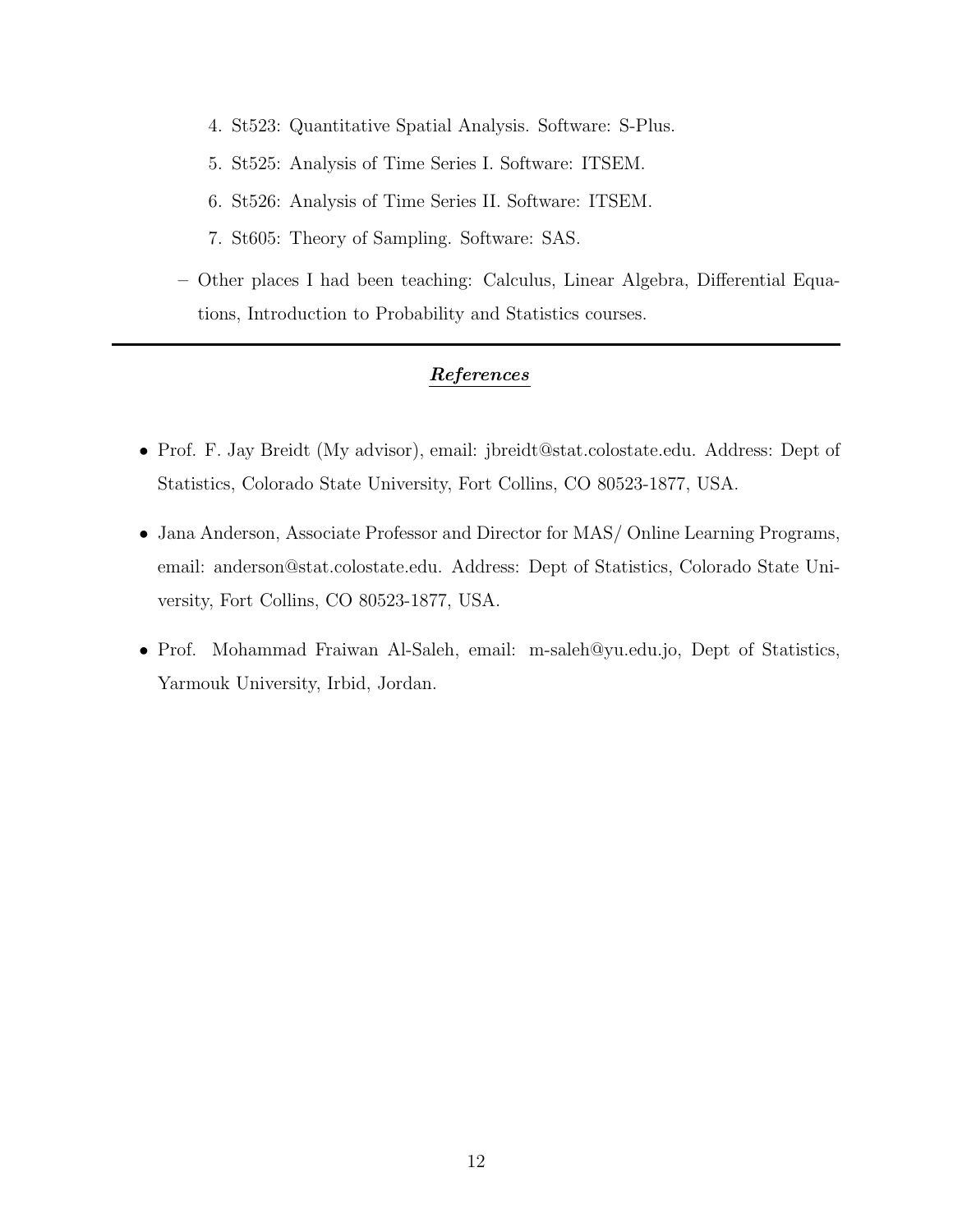4. St523: Quantitative Spatial Analysis. Software: S-Plus.
5. St525: Analysis of Time Series I. Software: ITSEM.
6. St526: Analysis of Time Series II. Software: ITSEM.
7. St605: Theory of Sampling. Software: SAS.

– Other places I had been teaching: Calculus, Linear Algebra, Differential Equations, Introduction to Probability and Statistics courses.

---

## ***References***

- Prof. F. Jay Breidt (My advisor), email: jbreidt@stat.colostate.edu. Address: Dept of Statistics, Colorado State University, Fort Collins, CO 80523-1877, USA.
- Jana Anderson, Associate Professor and Director for MAS/ Online Learning Programs, email: anderson@stat.colostate.edu. Address: Dept of Statistics, Colorado State University, Fort Collins, CO 80523-1877, USA.
- Prof. Mohammad Fraiwan Al-Saleh, email: m-saleh@yu.edu.jo, Dept of Statistics, Yarmouk University, Irbid, Jordan.